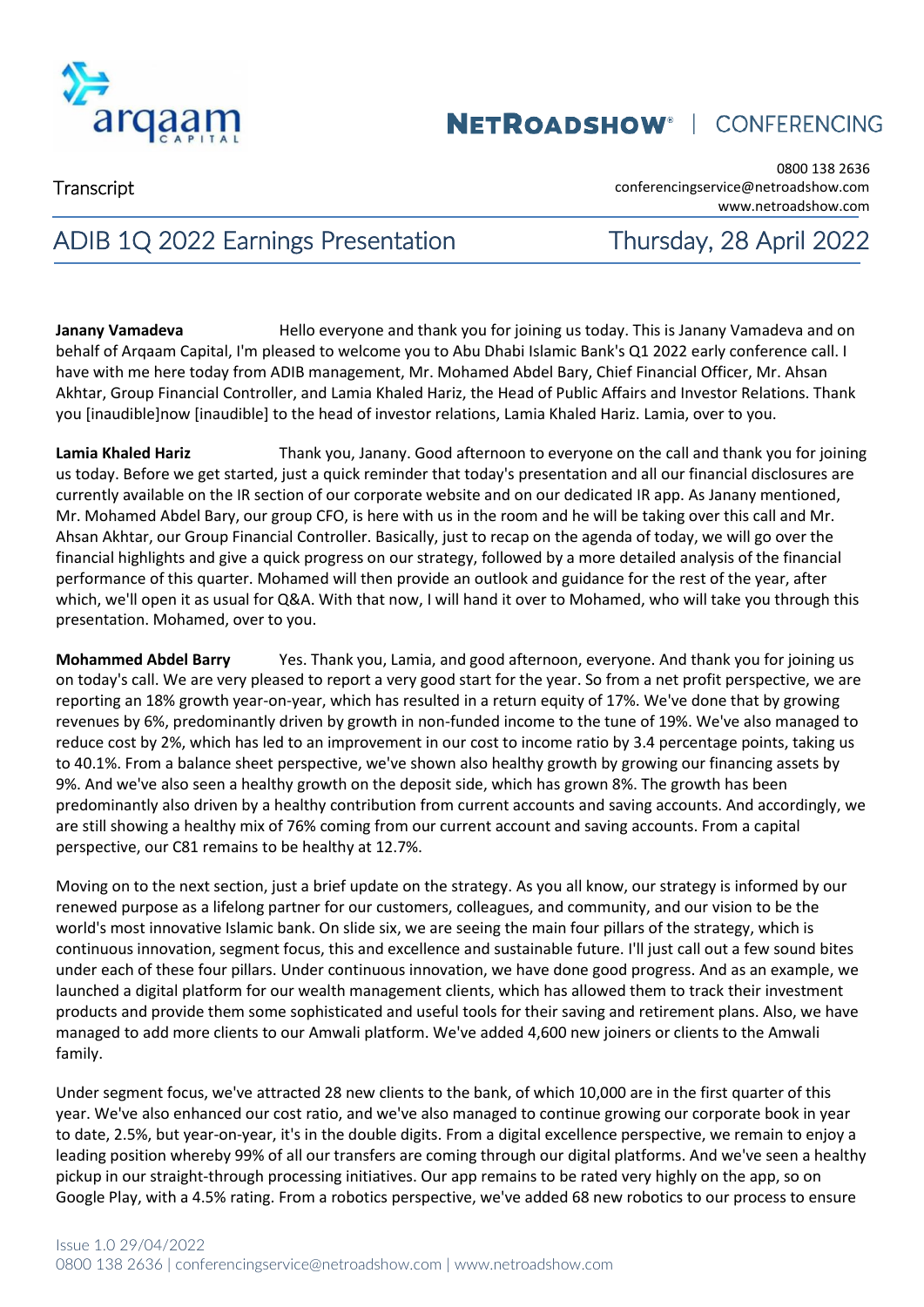Transcript

# ADIB 1Q 2022 Earnings Presentation

Thursday, 28 April 2022

**Janany Vamadeva** Hello everyone and thank you for joining us today. This is Janany Vamadeva and on behalf of Arqaam Capital, I'm pleased to welcome you to Abu Dhabi Islamic Bank's Q1 2022 early conference call. I have with me here today from ADIB management, Mr. Mohamed Abdel Bary, Chief Financial Officer, Mr. Ahsan Akhtar, Group Financial Controller, and Lamia Khaled Hariz, the Head of Public Affairs and Investor Relations. Thank you [inaudible]now [inaudible] to the head of investor relations, Lamia Khaled Hariz. Lamia, over to you.

**Lamia Khaled Hariz** Thank you, Janany. Good afternoon to everyone on the call and thank you for joining us today. Before we get started, just a quick reminder that today's presentation and all our financial disclosures are currently available on the IR section of our corporate website and on our dedicated IR app. As Janany mentioned, Mr. Mohamed Abdel Bary, our group CFO, is here with us in the room and he will be taking over this call and Mr. Ahsan Akhtar, our Group Financial Controller. Basically, just to recap on the agenda of today, we will go over the financial highlights and give a quick progress on our strategy, followed by a more detailed analysis of the financial performance of this quarter. Mohamed will then provide an outlook and guidance for the rest of the year, after which, we'll open it as usual for Q&A. With that now, I will hand it over to Mohamed, who will take you through this presentation. Mohamed, over to you.

**Mohammed Abdel Barry** Yes. Thank you, Lamia, and good afternoon, everyone. And thank you for joining us on today's call. We are very pleased to report a very good start for the year. So from a net profit perspective, we are reporting an 18% growth year-on-year, which has resulted in a return equity of 17%. We've done that by growing revenues by 6%, predominantly driven by growth in non-funded income to the tune of 19%. We've also managed to reduce cost by 2%, which has led to an improvement in our cost to income ratio by 3.4 percentage points, taking us to 40.1%. From a balance sheet perspective, we've shown also healthy growth by growing our financing assets by 9%. And we've also seen a healthy growth on the deposit side, which has grown 8%. The growth has been predominantly also driven by a healthy contribution from current accounts and saving accounts. And accordingly, we are still showing a healthy mix of 76% coming from our current account and saving accounts. From a capital perspective, our C81 remains to be healthy at 12.7%.

Moving on to the next section, just a brief update on the strategy. As you all know, our strategy is informed by our renewed purpose as a lifelong partner for our customers, colleagues, and community, and our vision to be the world's most innovative Islamic bank. On slide six, we are seeing the main four pillars of the strategy, which is continuous innovation, segment focus, this and excellence and sustainable future. I'll just call out a few sound bites under each of these four pillars. Under continuous innovation, we have done good progress. And as an example, we launched a digital platform for our wealth management clients, which has allowed them to track their investment products and provide them some sophisticated and useful tools for their saving and retirement plans. Also, we have managed to add more clients to our Amwali platform. We've added 4,600 new joiners or clients to the Amwali family.

Under segment focus, we've attracted 28 new clients to the bank, of which 10,000 are in the first quarter of this year. We've also enhanced our cost ratio, and we've also managed to continue growing our corporate book in year to date, 2.5%, but year-on-year, it's in the double digits. From a digital excellence perspective, we remain to enjoy a leading position whereby 99% of all our transfers are coming through our digital platforms. And we've seen a healthy pickup in our straight-through processing initiatives. Our app remains to be rated very highly on the app, so on Google Play, with a 4.5% rating. From a robotics perspective, we've added 68 new robotics to our process to ensure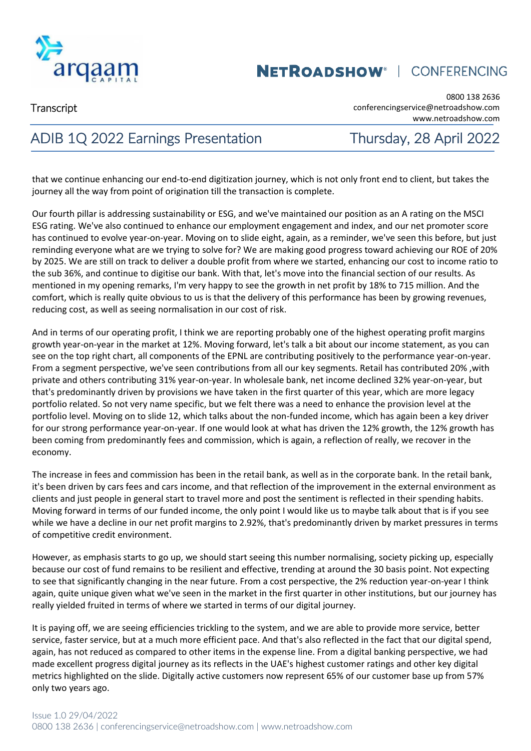that we continue enhancing our end-to-end digitization journey, which is not only front end to client, but takes the journey all the way from point of origination till the transaction is complete.

Our fourth pillar is addressing sustainability or ESG, and we've maintained our position as an A rating on the MSCI ESG rating. We've also continued to enhance our employment engagement and index, and our net promoter score has continued to evolve year-on-year. Moving on to slide eight, again, as a reminder, we've seen this before, but just reminding everyone what are we trying to solve for? We are making good progress toward achieving our ROE of 20% by 2025. We are still on track to deliver a double profit from where we started, enhancing our cost to income ratio to the sub 36%, and continue to digitise our bank. With that, let's move into the financial section of our results. As mentioned in my opening remarks, I'm very happy to see the growth in net profit by 18% to 715 million. And the comfort, which is really quite obvious to us is that the delivery of this performance has been by growing revenues, reducing cost, as well as seeing normalisation in our cost of risk.

And in terms of our operating profit, I think we are reporting probably one of the highest operating profit margins growth year-on-year in the market at 12%. Moving forward, let's talk a bit about our income statement, as you can see on the top right chart, all components of the EPNL are contributing positively to the performance year-on-year. From a segment perspective, we've seen contributions from all our key segments. Retail has contributed 20% ,with private and others contributing 31% year-on-year. In wholesale bank, net income declined 32% year-on-year, but that's predominantly driven by provisions we have taken in the first quarter of this year, which are more legacy portfolio related. So not very name specific, but we felt there was a need to enhance the provision level at the portfolio level. Moving on to slide 12, which talks about the non-funded income, which has again been a key driver for our strong performance year-on-year. If one would look at what has driven the 12% growth, the 12% growth has been coming from predominantly fees and commission, which is again, a reflection of really, we recover in the economy.

The increase in fees and commission has been in the retail bank, as well as in the corporate bank. In the retail bank, it's been driven by cars fees and cars income, and that reflection of the improvement in the external environment as clients and just people in general start to travel more and post the sentiment is reflected in their spending habits. Moving forward in terms of our funded income, the only point I would like us to maybe talk about that is if you see while we have a decline in our net profit margins to 2.92%, that's predominantly driven by market pressures in terms of competitive credit environment.

However, as emphasis starts to go up, we should start seeing this number normalising, society picking up, especially because our cost of fund remains to be resilient and effective, trending at around the 30 basis point. Not expecting to see that significantly changing in the near future. From a cost perspective, the 2% reduction year-on-year I think again, quite unique given what we've seen in the market in the first quarter in other institutions, but our journey has really yielded fruited in terms of where we started in terms of our digital journey.

It is paying off, we are seeing efficiencies trickling to the system, and we are able to provide more service, better service, faster service, but at a much more efficient pace. And that's also reflected in the fact that our digital spend, again, has not reduced as compared to other items in the expense line. From a digital banking perspective, we had made excellent progress digital journey as its reflects in the UAE's highest customer ratings and other key digital metrics highlighted on the slide. Digitally active customers now represent 65% of our customer base up from 57% only two years ago.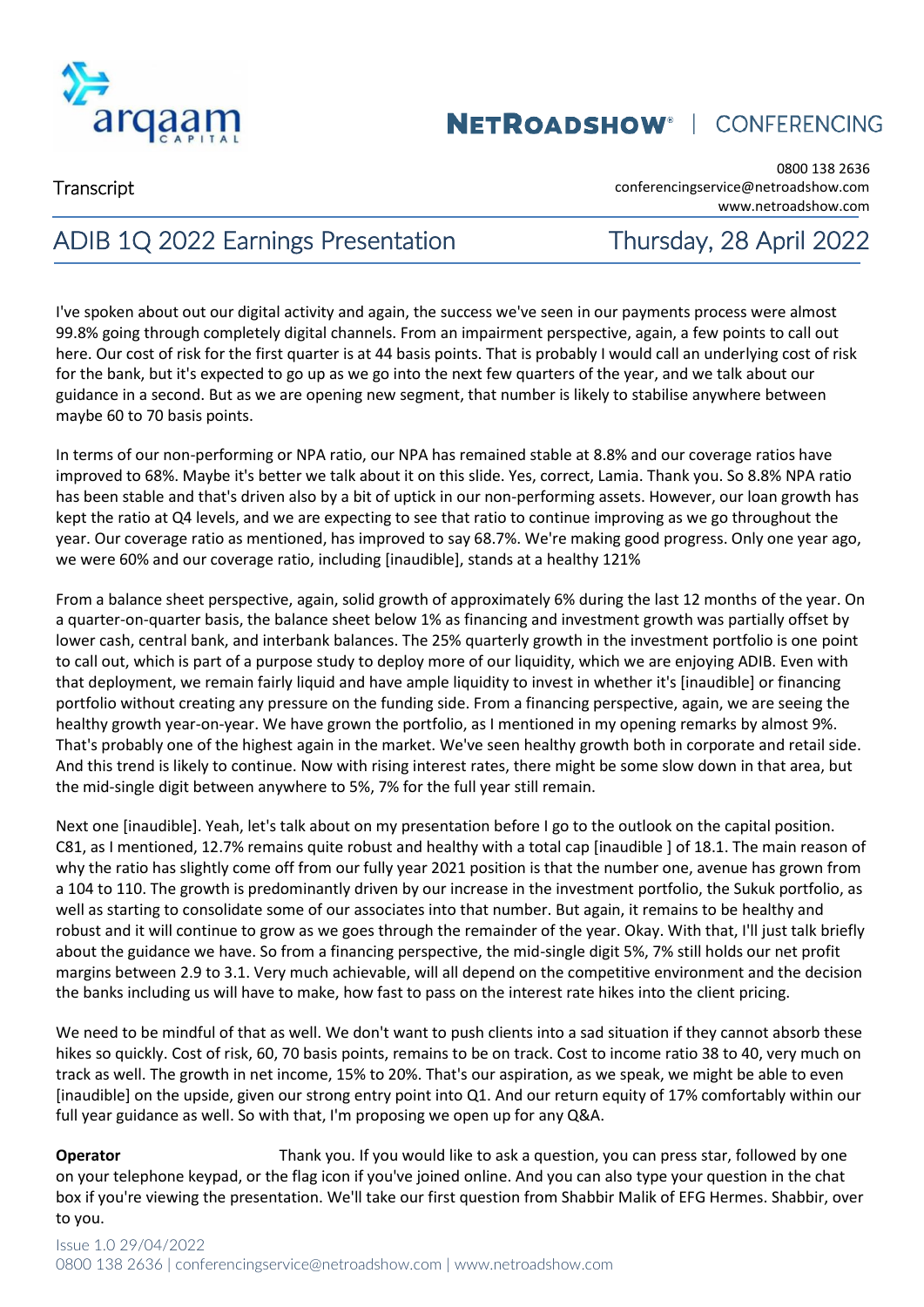I've spoken about out our digital activity and again, the success we've seen in our payments process were almost 99.8% going through completely digital channels. From an impairment perspective, again, a few points to call out here. Our cost of risk for the first quarter is at 44 basis points. That is probably I would call an underlying cost of risk for the bank, but it's expected to go up as we go into the next few quarters of the year, and we talk about our guidance in a second. But as we are opening new segment, that number is likely to stabilise anywhere between maybe 60 to 70 basis points.

In terms of our non-performing or NPA ratio, our NPA has remained stable at 8.8% and our coverage ratios have improved to 68%. Maybe it's better we talk about it on this slide. Yes, correct, Lamia. Thank you. So 8.8% NPA ratio has been stable and that's driven also by a bit of uptick in our non-performing assets. However, our loan growth has kept the ratio at Q4 levels, and we are expecting to see that ratio to continue improving as we go throughout the year. Our coverage ratio as mentioned, has improved to say 68.7%. We're making good progress. Only one year ago, we were 60% and our coverage ratio, including [inaudible], stands at a healthy 121%

From a balance sheet perspective, again, solid growth of approximately 6% during the last 12 months of the year. On a quarter-on-quarter basis, the balance sheet below 1% as financing and investment growth was partially offset by lower cash, central bank, and interbank balances. The 25% quarterly growth in the investment portfolio is one point to call out, which is part of a purpose study to deploy more of our liquidity, which we are enjoying ADIB. Even with that deployment, we remain fairly liquid and have ample liquidity to invest in whether it's [inaudible] or financing portfolio without creating any pressure on the funding side. From a financing perspective, again, we are seeing the healthy growth year-on-year. We have grown the portfolio, as I mentioned in my opening remarks by almost 9%. That's probably one of the highest again in the market. We've seen healthy growth both in corporate and retail side. And this trend is likely to continue. Now with rising interest rates, there might be some slow down in that area, but the mid-single digit between anywhere to 5%, 7% for the full year still remain.

Next one [inaudible]. Yeah, let's talk about on my presentation before I go to the outlook on the capital position. C81, as I mentioned, 12.7% remains quite robust and healthy with a total cap [inaudible ] of 18.1. The main reason of why the ratio has slightly come off from our fully year 2021 position is that the number one, avenue has grown from a 104 to 110. The growth is predominantly driven by our increase in the investment portfolio, the Sukuk portfolio, as well as starting to consolidate some of our associates into that number. But again, it remains to be healthy and robust and it will continue to grow as we goes through the remainder of the year. Okay. With that, I'll just talk briefly about the guidance we have. So from a financing perspective, the mid-single digit 5%, 7% still holds our net profit margins between 2.9 to 3.1. Very much achievable, will all depend on the competitive environment and the decision the banks including us will have to make, how fast to pass on the interest rate hikes into the client pricing.

We need to be mindful of that as well. We don't want to push clients into a sad situation if they cannot absorb these hikes so quickly. Cost of risk, 60, 70 basis points, remains to be on track. Cost to income ratio 38 to 40, very much on track as well. The growth in net income, 15% to 20%. That's our aspiration, as we speak, we might be able to even [inaudible] on the upside, given our strong entry point into Q1. And our return equity of 17% comfortably within our full year guidance as well. So with that, I'm proposing we open up for any Q&A.

**Operator** Thank you. If you would like to ask a question, you can press star, followed by one on your telephone keypad, or the flag icon if you've joined online. And you can also type your question in the chat box if you're viewing the presentation. We'll take our first question from Shabbir Malik of EFG Hermes. Shabbir, over to you.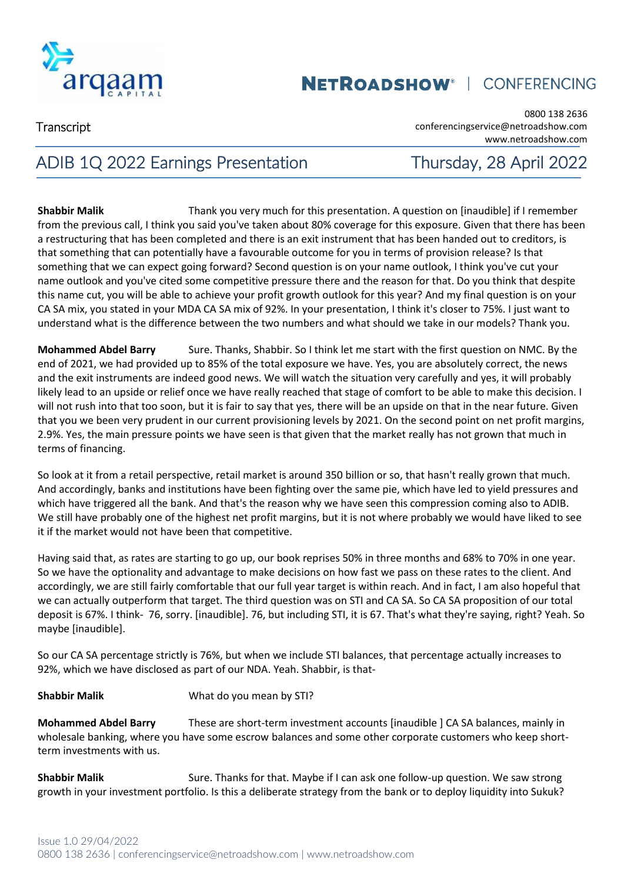**Shabbir Malik** Thank you very much for this presentation. A question on [inaudible] if I remember from the previous call, I think you said you've taken about 80% coverage for this exposure. Given that there has been a restructuring that has been completed and there is an exit instrument that has been handed out to creditors, is that something that can potentially have a favourable outcome for you in terms of provision release? Is that something that we can expect going forward? Second question is on your name outlook, I think you've cut your name outlook and you've cited some competitive pressure there and the reason for that. Do you think that despite this name cut, you will be able to achieve your profit growth outlook for this year? And my final question is on your CA SA mix, you stated in your MDA CA SA mix of 92%. In your presentation, I think it's closer to 75%. I just want to understand what is the difference between the two numbers and what should we take in our models? Thank you.

**Mohammed Abdel Barry** Sure. Thanks, Shabbir. So I think let me start with the first question on NMC. By the end of 2021, we had provided up to 85% of the total exposure we have. Yes, you are absolutely correct, the news and the exit instruments are indeed good news. We will watch the situation very carefully and yes, it will probably likely lead to an upside or relief once we have really reached that stage of comfort to be able to make this decision. I will not rush into that too soon, but it is fair to say that yes, there will be an upside on that in the near future. Given that you we been very prudent in our current provisioning levels by 2021. On the second point on net profit margins, 2.9%. Yes, the main pressure points we have seen is that given that the market really has not grown that much in terms of financing.

So look at it from a retail perspective, retail market is around 350 billion or so, that hasn't really grown that much. And accordingly, banks and institutions have been fighting over the same pie, which have led to yield pressures and which have triggered all the bank. And that's the reason why we have seen this compression coming also to ADIB. We still have probably one of the highest net profit margins, but it is not where probably we would have liked to see it if the market would not have been that competitive.

Having said that, as rates are starting to go up, our book reprises 50% in three months and 68% to 70% in one year. So we have the optionality and advantage to make decisions on how fast we pass on these rates to the client. And accordingly, we are still fairly comfortable that our full year target is within reach. And in fact, I am also hopeful that we can actually outperform that target. The third question was on STI and CA SA. So CA SA proposition of our total deposit is 67%. I think- 76, sorry. [inaudible]. 76, but including STI, it is 67. That's what they're saying, right? Yeah. So maybe [inaudible].

So our CA SA percentage strictly is 76%, but when we include STI balances, that percentage actually increases to 92%, which we have disclosed as part of our NDA. Yeah. Shabbir, is that-

**Shabbir Malik** What do you mean by STI?

**Mohammed Abdel Barry** These are short-term investment accounts [inaudible ] CA SA balances, mainly in wholesale banking, where you have some escrow balances and some other corporate customers who keep short-term investments with us.

**Shabbir Malik** Sure. Thanks for that. Maybe if I can ask one follow-up question. We saw strong growth in your investment portfolio. Is this a deliberate strategy from the bank or to deploy liquidity into Sukuk?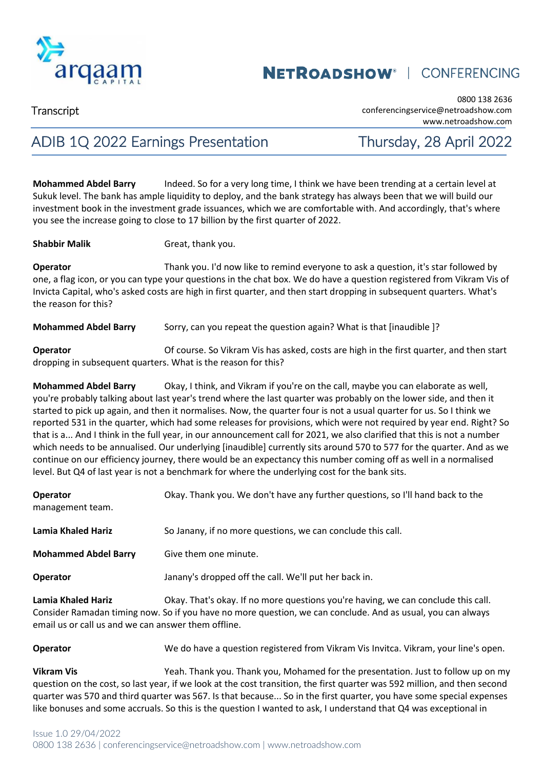**Mohammed Abdel Barry** Indeed. So for a very long time, I think we have been trending at a certain level at Sukuk level. The bank has ample liquidity to deploy, and the bank strategy has always been that we will build our investment book in the investment grade issuances, which we are comfortable with. And accordingly, that's where you see the increase going to close to 17 billion by the first quarter of 2022.

**Shabbir Malik** Great, thank you.

**Operator** Thank you. I'd now like to remind everyone to ask a question, it's star followed by one, a flag icon, or you can type your questions in the chat box. We do have a question registered from Vikram Vis of Invicta Capital, who's asked costs are high in first quarter, and then start dropping in subsequent quarters. What's the reason for this?

**Mohammed Abdel Barry** Sorry, can you repeat the question again? What is that [inaudible ]?

**Operator** Of course. So Vikram Vis has asked, costs are high in the first quarter, and then start dropping in subsequent quarters. What is the reason for this?

**Mohammed Abdel Barry** Okay, I think, and Vikram if you're on the call, maybe you can elaborate as well, you're probably talking about last year's trend where the last quarter was probably on the lower side, and then it started to pick up again, and then it normalises. Now, the quarter four is not a usual quarter for us. So I think we reported 531 in the quarter, which had some releases for provisions, which were not required by year end. Right? So that is a... And I think in the full year, in our announcement call for 2021, we also clarified that this is not a number which needs to be annualised. Our underlying [inaudible] currently sits around 570 to 577 for the quarter. And as we continue on our efficiency journey, there would be an expectancy this number coming off as well in a normalised level. But Q4 of last year is not a benchmark for where the underlying cost for the bank sits.

**Operator** Okay. Thank you. We don't have any further questions, so I'll hand back to the management team.

**Lamia Khaled Hariz** So Janany, if no more questions, we can conclude this call.

**Mohammed Abdel Barry** Give them one minute.

**Operator** Janany's dropped off the call. We'll put her back in.

**Lamia Khaled Hariz** Okay. That's okay. If no more questions you're having, we can conclude this call. Consider Ramadan timing now. So if you have no more question, we can conclude. And as usual, you can always email us or call us and we can answer them offline.

**Operator** We do have a question registered from Vikram Vis Invitca. Vikram, your line's open.

**Vikram Vis** Yeah. Thank you. Thank you, Mohamed for the presentation. Just to follow up on my question on the cost, so last year, if we look at the cost transition, the first quarter was 592 million, and then second quarter was 570 and third quarter was 567. Is that because... So in the first quarter, you have some special expenses like bonuses and some accruals. So this is the question I wanted to ask, I understand that Q4 was exceptional in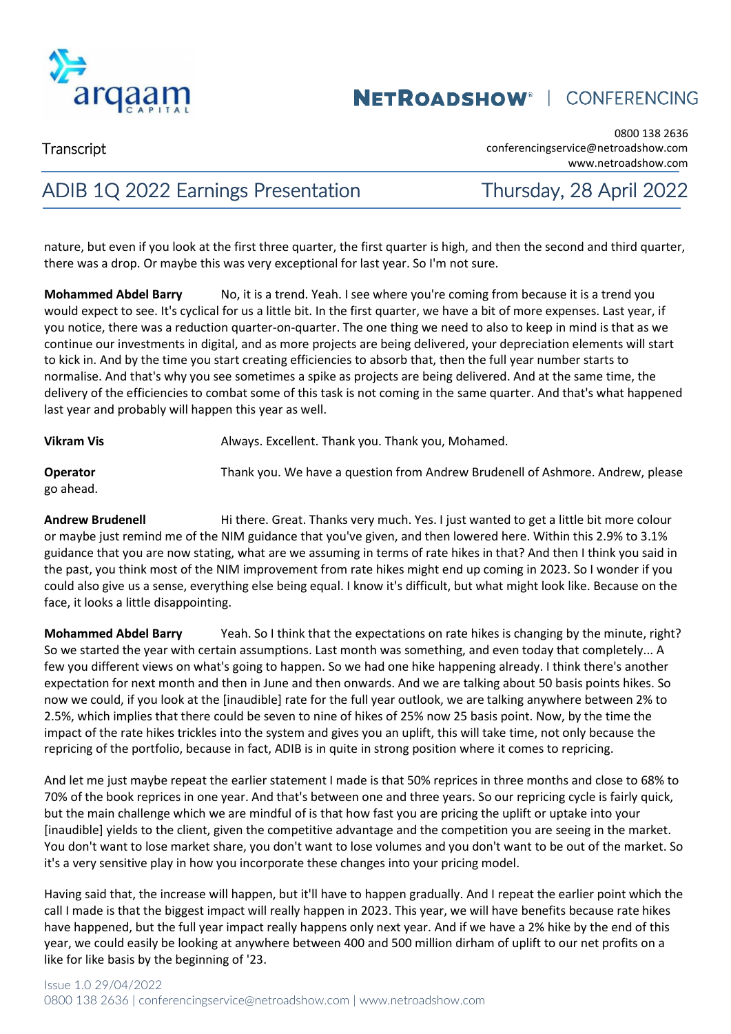nature, but even if you look at the first three quarter, the first quarter is high, and then the second and third quarter, there was a drop. Or maybe this was very exceptional for last year. So I'm not sure.

**Mohammed Abdel Barry** No, it is a trend. Yeah. I see where you're coming from because it is a trend you would expect to see. It's cyclical for us a little bit. In the first quarter, we have a bit of more expenses. Last year, if you notice, there was a reduction quarter-on-quarter. The one thing we need to also to keep in mind is that as we continue our investments in digital, and as more projects are being delivered, your depreciation elements will start to kick in. And by the time you start creating efficiencies to absorb that, then the full year number starts to normalise. And that's why you see sometimes a spike as projects are being delivered. And at the same time, the delivery of the efficiencies to combat some of this task is not coming in the same quarter. And that's what happened last year and probably will happen this year as well.

**Vikram Vis** Always. Excellent. Thank you. Thank you, Mohamed.

**Operator** Thank you. We have a question from Andrew Brudenell of Ashmore. Andrew, please go ahead.

**Andrew Brudenell** Hi there. Great. Thanks very much. Yes. I just wanted to get a little bit more colour or maybe just remind me of the NIM guidance that you've given, and then lowered here. Within this 2.9% to 3.1% guidance that you are now stating, what are we assuming in terms of rate hikes in that? And then I think you said in the past, you think most of the NIM improvement from rate hikes might end up coming in 2023. So I wonder if you could also give us a sense, everything else being equal. I know it's difficult, but what might look like. Because on the face, it looks a little disappointing.

**Mohammed Abdel Barry** Yeah. So I think that the expectations on rate hikes is changing by the minute, right? So we started the year with certain assumptions. Last month was something, and even today that completely... A few you different views on what's going to happen. So we had one hike happening already. I think there's another expectation for next month and then in June and then onwards. And we are talking about 50 basis points hikes. So now we could, if you look at the [inaudible] rate for the full year outlook, we are talking anywhere between 2% to 2.5%, which implies that there could be seven to nine of hikes of 25% now 25 basis point. Now, by the time the impact of the rate hikes trickles into the system and gives you an uplift, this will take time, not only because the repricing of the portfolio, because in fact, ADIB is in quite in strong position where it comes to repricing.

And let me just maybe repeat the earlier statement I made is that 50% reprices in three months and close to 68% to 70% of the book reprices in one year. And that's between one and three years. So our repricing cycle is fairly quick, but the main challenge which we are mindful of is that how fast you are pricing the uplift or uptake into your [inaudible] yields to the client, given the competitive advantage and the competition you are seeing in the market. You don't want to lose market share, you don't want to lose volumes and you don't want to be out of the market. So it's a very sensitive play in how you incorporate these changes into your pricing model.

Having said that, the increase will happen, but it'll have to happen gradually. And I repeat the earlier point which the call I made is that the biggest impact will really happen in 2023. This year, we will have benefits because rate hikes have happened, but the full year impact really happens only next year. And if we have a 2% hike by the end of this year, we could easily be looking at anywhere between 400 and 500 million dirham of uplift to our net profits on a like for like basis by the beginning of '23.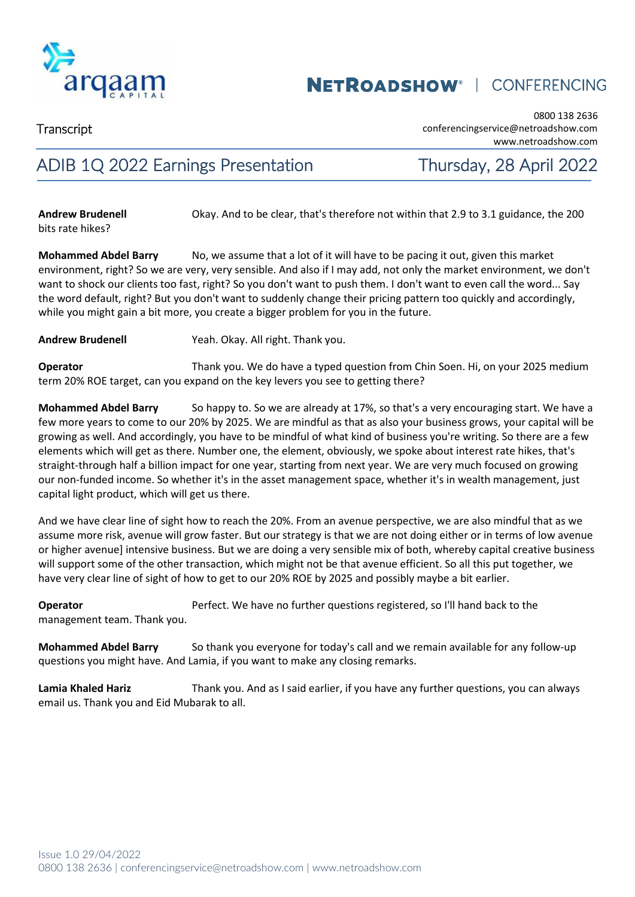**Andrew Brudenell** Okay. And to be clear, that's therefore not within that 2.9 to 3.1 guidance, the 200 bits rate hikes?

**Mohammed Abdel Barry** No, we assume that a lot of it will have to be pacing it out, given this market environment, right? So we are very, very sensible. And also if I may add, not only the market environment, we don't want to shock our clients too fast, right? So you don't want to push them. I don't want to even call the word... Say the word default, right? But you don't want to suddenly change their pricing pattern too quickly and accordingly, while you might gain a bit more, you create a bigger problem for you in the future.

**Andrew Brudenell** Yeah. Okay. All right. Thank you.

**Operator** Thank you. We do have a typed question from Chin Soen. Hi, on your 2025 medium term 20% ROE target, can you expand on the key levers you see to getting there?

**Mohammed Abdel Barry** So happy to. So we are already at 17%, so that's a very encouraging start. We have a few more years to come to our 20% by 2025. We are mindful as that as also your business grows, your capital will be growing as well. And accordingly, you have to be mindful of what kind of business you're writing. So there are a few elements which will get as there. Number one, the element, obviously, we spoke about interest rate hikes, that's straight-through half a billion impact for one year, starting from next year. We are very much focused on growing our non-funded income. So whether it's in the asset management space, whether it's in wealth management, just capital light product, which will get us there.

And we have clear line of sight how to reach the 20%. From an avenue perspective, we are also mindful that as we assume more risk, avenue will grow faster. But our strategy is that we are not doing either or in terms of low avenue or higher avenue] intensive business. But we are doing a very sensible mix of both, whereby capital creative business will support some of the other transaction, which might not be that avenue efficient. So all this put together, we have very clear line of sight of how to get to our 20% ROE by 2025 and possibly maybe a bit earlier.

**Operator** Perfect. We have no further questions registered, so I'll hand back to the management team. Thank you.

**Mohammed Abdel Barry** So thank you everyone for today's call and we remain available for any follow-up questions you might have. And Lamia, if you want to make any closing remarks.

**Lamia Khaled Hariz** Thank you. And as I said earlier, if you have any further questions, you can always email us. Thank you and Eid Mubarak to all.